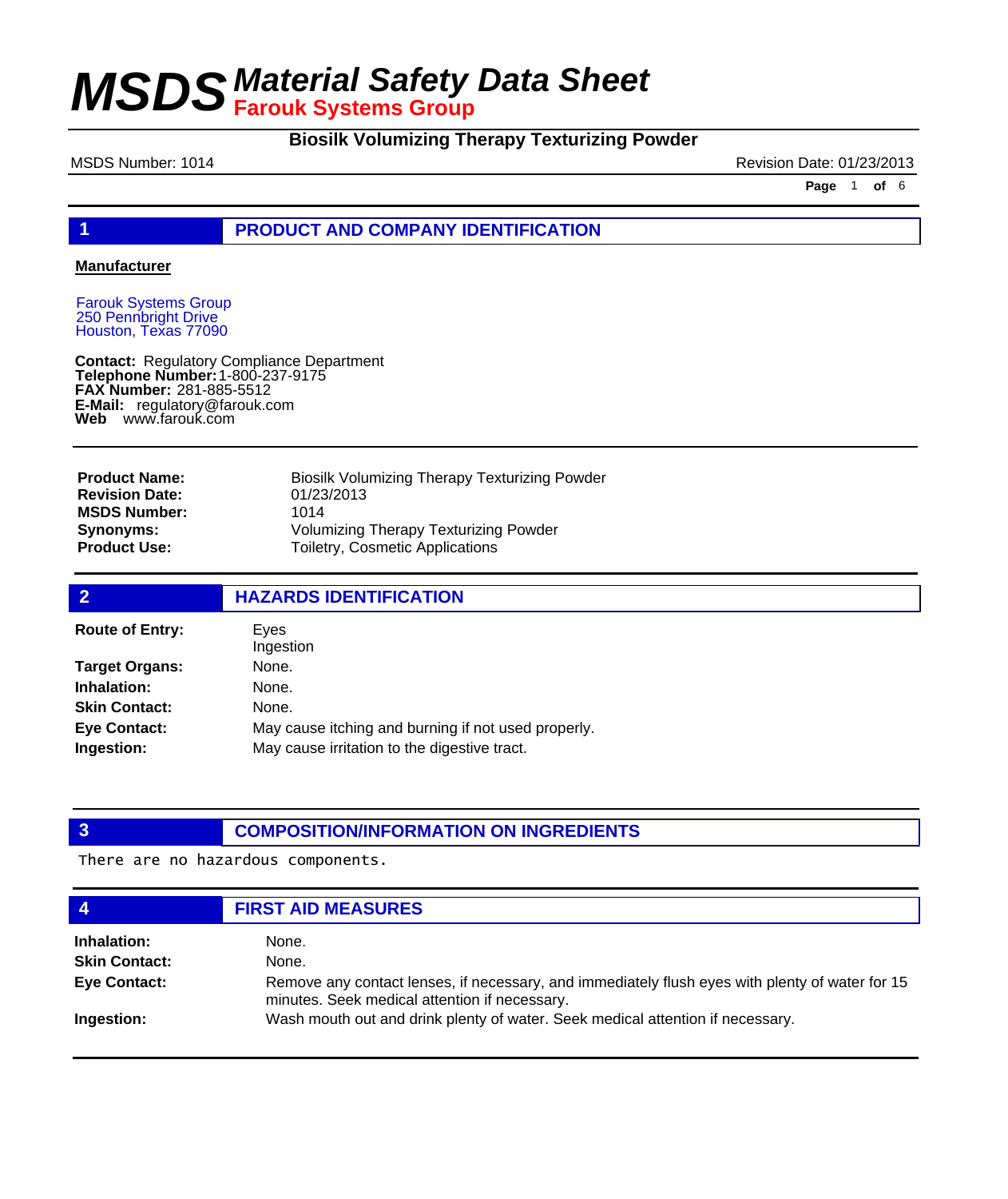# MSDS Material Safety Data Sheet

**Farouk Systems Group**

**Biosilk Volumizing Therapy Texturizing Powder**

MSDS Number: 1014 Revision Date: 01/23/2013

## 1 PRODUCT AND COMPANY IDENTIFICATION

**Manufacturer**

Farouk Systems Group
250 Pennbright Drive
Houston, Texas 77090

**Contact:** Regulatory Compliance Department
**Telephone Number:** 1-800-237-9175
**FAX Number:** 281-885-5512
**E-Mail:** regulatory@farouk.com
**Web** www.farouk.com

| | |
|---|---|
| **Product Name:** | Biosilk Volumizing Therapy Texturizing Powder |
| **Revision Date:** | 01/23/2013 |
| **MSDS Number:** | 1014 |
| **Synonyms:** | Volumizing Therapy Texturizing Powder |
| **Product Use:** | Toiletry, Cosmetic Applications |

## 2 HAZARDS IDENTIFICATION

| | |
|---|---|
| **Route of Entry:** | Eyes<br>Ingestion |
| **Target Organs:** | None. |
| **Inhalation:** | None. |
| **Skin Contact:** | None. |
| **Eye Contact:** | May cause itching and burning if not used properly. |
| **Ingestion:** | May cause irritation to the digestive tract. |

## 3 COMPOSITION/INFORMATION ON INGREDIENTS

There are no hazardous components.

## 4 FIRST AID MEASURES

| | |
|---|---|
| **Inhalation:** | None. |
| **Skin Contact:** | None. |
| **Eye Contact:** | Remove any contact lenses, if necessary, and immediately flush eyes with plenty of water for 15 minutes. Seek medical attention if necessary. |
| **Ingestion:** | Wash mouth out and drink plenty of water. Seek medical attention if necessary. |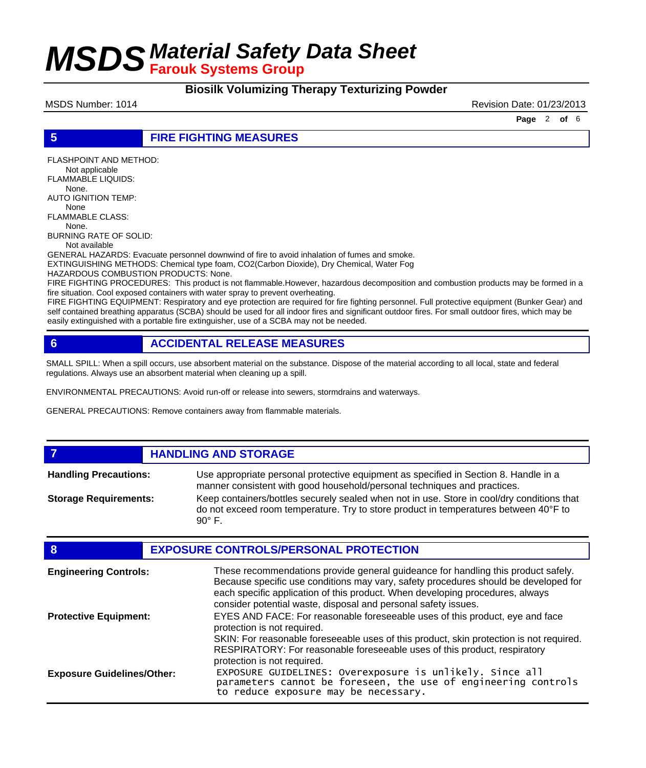## 5 FIRE FIGHTING MEASURES

FLASHPOINT AND METHOD:
Not applicable
FLAMMABLE LIQUIDS:
None.
AUTO IGNITION TEMP:
None
FLAMMABLE CLASS:
None.
BURNING RATE OF SOLID:
Not available
GENERAL HAZARDS: Evacuate personnel downwind of fire to avoid inhalation of fumes and smoke.
EXTINGUISHING METHODS: Chemical type foam, CO2(Carbon Dioxide), Dry Chemical, Water Fog
HAZARDOUS COMBUSTION PRODUCTS: None.
FIRE FIGHTING PROCEDURES: This product is not flammable.However, hazardous decomposition and combustion products may be formed in a fire situation. Cool exposed containers with water spray to prevent overheating.
FIRE FIGHTING EQUIPMENT: Respiratory and eye protection are required for fire fighting personnel. Full protective equipment (Bunker Gear) and self contained breathing apparatus (SCBA) should be used for all indoor fires and significant outdoor fires. For small outdoor fires, which may be easily extinguished with a portable fire extinguisher, use of a SCBA may not be needed.

## 6 ACCIDENTAL RELEASE MEASURES

SMALL SPILL: When a spill occurs, use absorbent material on the substance. Dispose of the material according to all local, state and federal regulations. Always use an absorbent material when cleaning up a spill.

ENVIRONMENTAL PRECAUTIONS: Avoid run-off or release into sewers, stormdrains and waterways.

GENERAL PRECAUTIONS: Remove containers away from flammable materials.

## 7 HANDLING AND STORAGE

**Handling Precautions:** Use appropriate personal protective equipment as specified in Section 8. Handle in a manner consistent with good household/personal techniques and practices.

**Storage Requirements:** Keep containers/bottles securely sealed when not in use. Store in cool/dry conditions that do not exceed room temperature. Try to store product in temperatures between 40°F to 90° F.

## 8 EXPOSURE CONTROLS/PERSONAL PROTECTION

**Engineering Controls:** These recommendations provide general guideance for handling this product safely. Because specific use conditions may vary, safety procedures should be developed for each specific application of this product. When developing procedures, always consider potential waste, disposal and personal safety issues.

**Protective Equipment:** EYES AND FACE: For reasonable foreseeable uses of this product, eye and face protection is not required.
SKIN: For reasonable foreseeable uses of this product, skin protection is not required.
RESPIRATORY: For reasonable foreseeable uses of this product, respiratory protection is not required.

**Exposure Guidelines/Other:** EXPOSURE GUIDELINES: Overexposure is unlikely. Since all parameters cannot be foreseen, the use of engineering controls to reduce exposure may be necessary.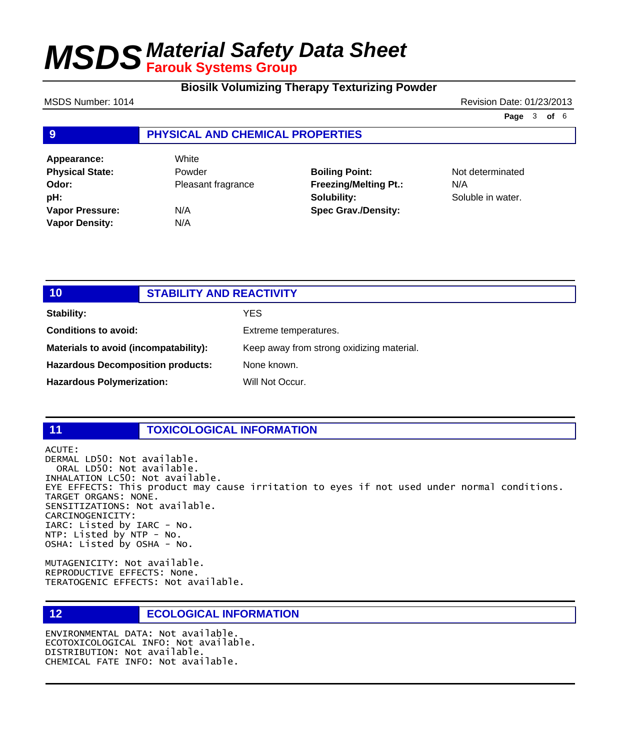## 9 PHYSICAL AND CHEMICAL PROPERTIES

| | | | |
|---|---|---|---|
| **Appearance:** | White | | |
| **Physical State:** | Powder | **Boiling Point:** | Not determinated |
| **Odor:** | Pleasant fragrance | **Freezing/Melting Pt.:** | N/A |
| **pH:** | | **Solubility:** | Soluble in water. |
| **Vapor Pressure:** | N/A | **Spec Grav./Density:** | |
| **Vapor Density:** | N/A | | |

## 10 STABILITY AND REACTIVITY

| | |
|---|---|
| **Stability:** | YES |
| **Conditions to avoid:** | Extreme temperatures. |
| **Materials to avoid (incompatability):** | Keep away from strong oxidizing material. |
| **Hazardous Decomposition products:** | None known. |
| **Hazardous Polymerization:** | Will Not Occur. |

## 11 TOXICOLOGICAL INFORMATION

ACUTE:
DERMAL LD50: Not available.
ORAL LD50: Not available.
INHALATION LC50: Not available.
EYE EFFECTS: This product may cause irritation to eyes if not used under normal conditions.
TARGET ORGANS: NONE.
SENSITIZATIONS: Not available.
CARCINOGENICITY:
IARC: Listed by IARC - No.
NTP: Listed by NTP - No.
OSHA: Listed by OSHA - No.

MUTAGENICITY: Not available.
REPRODUCTIVE EFFECTS: None.
TERATOGENIC EFFECTS: Not available.

## 12 ECOLOGICAL INFORMATION

ENVIRONMENTAL DATA: Not available.
ECOTOXICOLOGICAL INFO: Not available.
DISTRIBUTION: Not available.
CHEMICAL FATE INFO: Not available.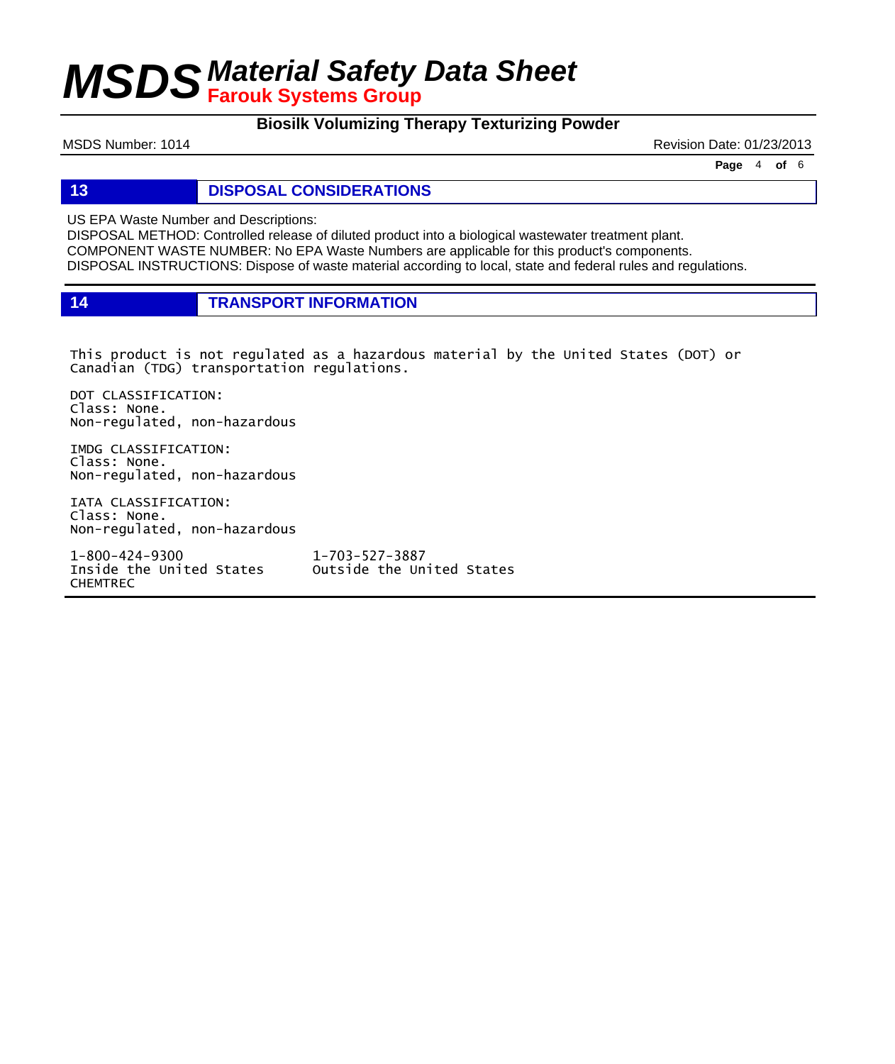## 13 DISPOSAL CONSIDERATIONS

US EPA Waste Number and Descriptions:
DISPOSAL METHOD: Controlled release of diluted product into a biological wastewater treatment plant.
COMPONENT WASTE NUMBER: No EPA Waste Numbers are applicable for this product's components.
DISPOSAL INSTRUCTIONS: Dispose of waste material according to local, state and federal rules and regulations.

## 14 TRANSPORT INFORMATION

This product is not regulated as a hazardous material by the United States (DOT) or Canadian (TDG) transportation regulations.

DOT CLASSIFICATION:
Class: None.
Non-regulated, non-hazardous

IMDG CLASSIFICATION:
Class: None.
Non-regulated, non-hazardous

IATA CLASSIFICATION:
Class: None.
Non-regulated, non-hazardous

| | |
|---|---|
| 1-800-424-9300 | 1-703-527-3887 |
| Inside the United States | Outside the United States |
| CHEMTREC | |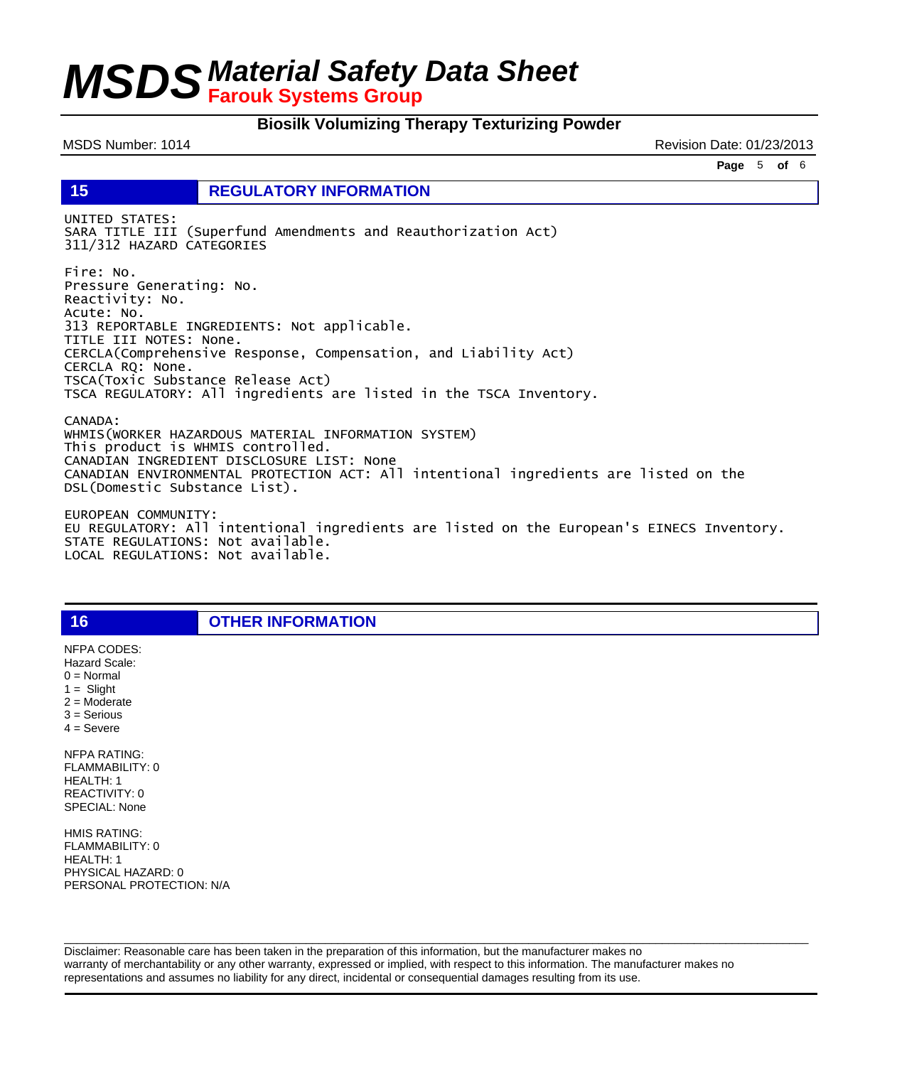# MSDS Material Safety Data Sheet
**Farouk Systems Group**

**Biosilk Volumizing Therapy Texturizing Powder**

MSDS Number: 1014 Revision Date: 01/23/2013

## 15 REGULATORY INFORMATION

UNITED STATES:
SARA TITLE III (Superfund Amendments and Reauthorization Act)
311/312 HAZARD CATEGORIES

Fire: No.
Pressure Generating: No.
Reactivity: No.
Acute: No.
313 REPORTABLE INGREDIENTS: Not applicable.
TITLE III NOTES: None.
CERCLA(Comprehensive Response, Compensation, and Liability Act)
CERCLA RQ: None.
TSCA(Toxic Substance Release Act)
TSCA REGULATORY: All ingredients are listed in the TSCA Inventory.

CANADA:
WHMIS(WORKER HAZARDOUS MATERIAL INFORMATION SYSTEM)
This product is WHMIS controlled.
CANADIAN INGREDIENT DISCLOSURE LIST: None
CANADIAN ENVIRONMENTAL PROTECTION ACT: All intentional ingredients are listed on the DSL(Domestic Substance List).

EUROPEAN COMMUNITY:
EU REGULATORY: All intentional ingredients are listed on the European's EINECS Inventory.
STATE REGULATIONS: Not available.
LOCAL REGULATIONS: Not available.

## 16 OTHER INFORMATION

NFPA CODES:
Hazard Scale:
0 = Normal
1 = Slight
2 = Moderate
3 = Serious
4 = Severe

NFPA RATING:
FLAMMABILITY: 0
HEALTH: 1
REACTIVITY: 0
SPECIAL: None

HMIS RATING:
FLAMMABILITY: 0
HEALTH: 1
PHYSICAL HAZARD: 0
PERSONAL PROTECTION: N/A

Disclaimer: Reasonable care has been taken in the preparation of this information, but the manufacturer makes no warranty of merchantability or any other warranty, expressed or implied, with respect to this information. The manufacturer makes no representations and assumes no liability for any direct, incidental or consequential damages resulting from its use.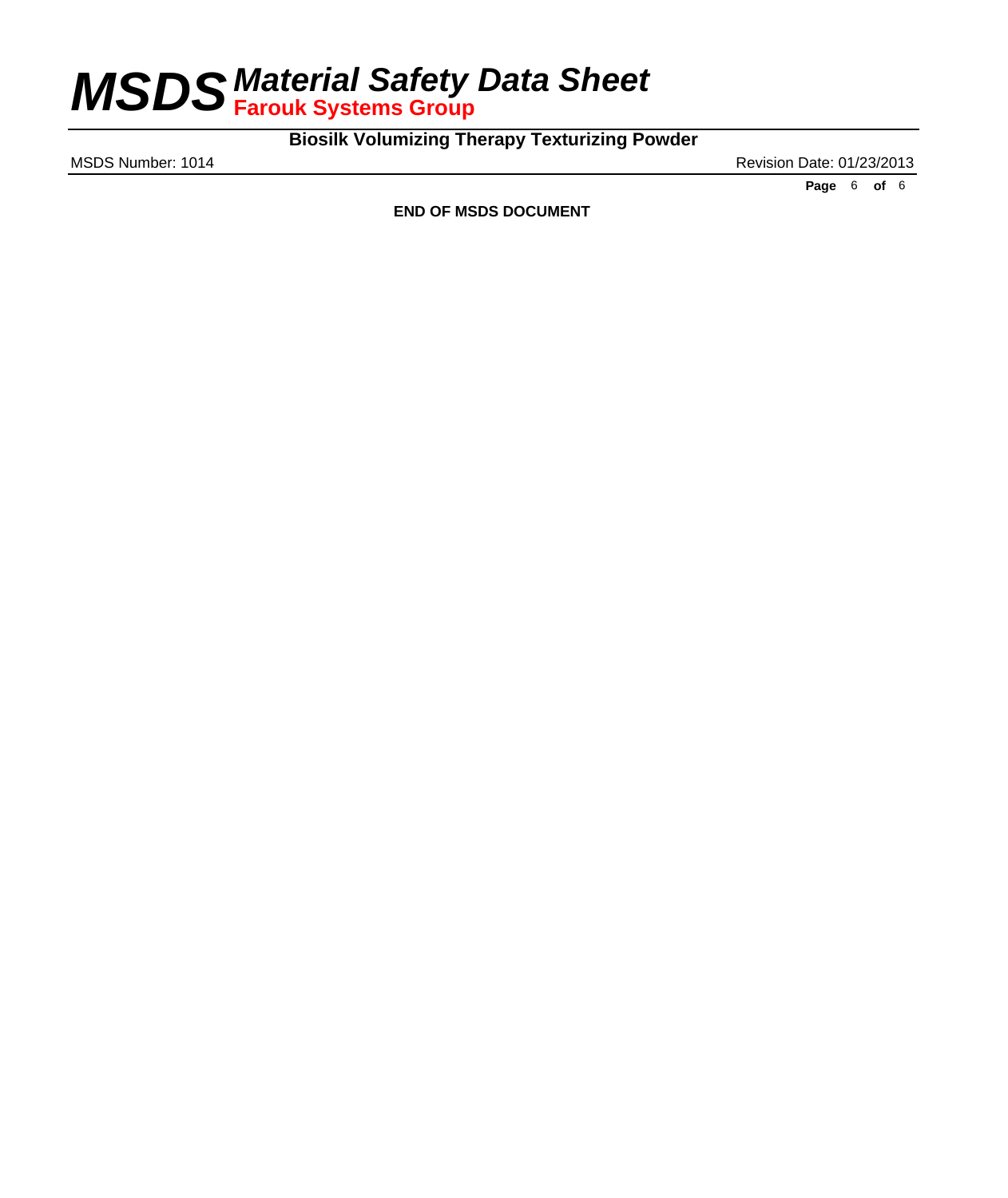**END OF MSDS DOCUMENT**